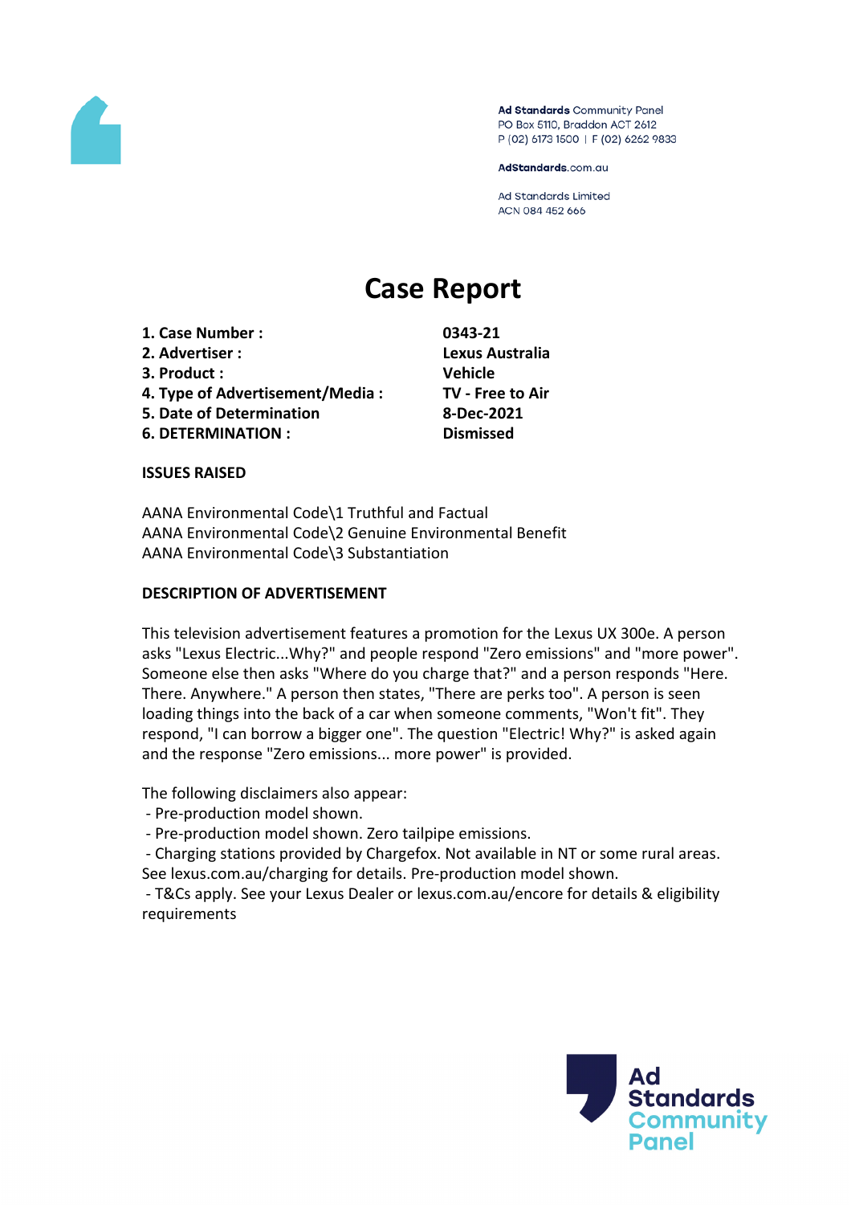Ad Standards Community Panel
PO Box 5110, Braddon ACT 2612
P (02) 6173 1500 | F (02) 6262 9833

AdStandards.com.au

Ad Standards Limited
ACN 084 452 666

# Case Report

| | |
|---|---|
| **1. Case Number :** | **0343-21** |
| **2. Advertiser :** | **Lexus Australia** |
| **3. Product :** | **Vehicle** |
| **4. Type of Advertisement/Media :** | **TV - Free to Air** |
| **5. Date of Determination** | **8-Dec-2021** |
| **6. DETERMINATION :** | **Dismissed** |

**ISSUES RAISED**

AANA Environmental Code\1 Truthful and Factual
AANA Environmental Code\2 Genuine Environmental Benefit
AANA Environmental Code\3 Substantiation

**DESCRIPTION OF ADVERTISEMENT**

This television advertisement features a promotion for the Lexus UX 300e. A person asks "Lexus Electric...Why?" and people respond "Zero emissions" and "more power". Someone else then asks "Where do you charge that?" and a person responds "Here. There. Anywhere." A person then states, "There are perks too". A person is seen loading things into the back of a car when someone comments, "Won't fit". They respond, "I can borrow a bigger one". The question "Electric! Why?" is asked again and the response "Zero emissions... more power" is provided.

The following disclaimers also appear:

- Pre-production model shown.
- Pre-production model shown. Zero tailpipe emissions.
- Charging stations provided by Chargefox. Not available in NT or some rural areas. See lexus.com.au/charging for details. Pre-production model shown.
- T&Cs apply. See your Lexus Dealer or lexus.com.au/encore for details & eligibility requirements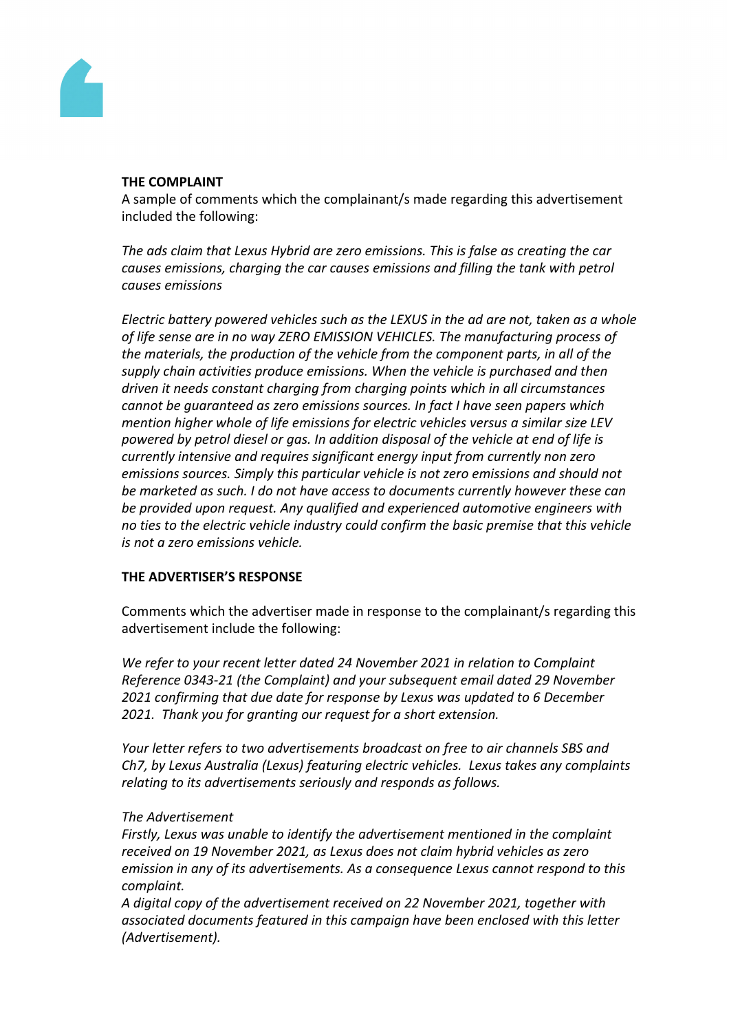**THE COMPLAINT**

A sample of comments which the complainant/s made regarding this advertisement included the following:

*The ads claim that Lexus Hybrid are zero emissions. This is false as creating the car causes emissions, charging the car causes emissions and filling the tank with petrol causes emissions*

*Electric battery powered vehicles such as the LEXUS in the ad are not, taken as a whole of life sense are in no way ZERO EMISSION VEHICLES. The manufacturing process of the materials, the production of the vehicle from the component parts, in all of the supply chain activities produce emissions. When the vehicle is purchased and then driven it needs constant charging from charging points which in all circumstances cannot be guaranteed as zero emissions sources. In fact I have seen papers which mention higher whole of life emissions for electric vehicles versus a similar size LEV powered by petrol diesel or gas. In addition disposal of the vehicle at end of life is currently intensive and requires significant energy input from currently non zero emissions sources. Simply this particular vehicle is not zero emissions and should not be marketed as such. I do not have access to documents currently however these can be provided upon request. Any qualified and experienced automotive engineers with no ties to the electric vehicle industry could confirm the basic premise that this vehicle is not a zero emissions vehicle.*

**THE ADVERTISER'S RESPONSE**

Comments which the advertiser made in response to the complainant/s regarding this advertisement include the following:

*We refer to your recent letter dated 24 November 2021 in relation to Complaint Reference 0343-21 (the Complaint) and your subsequent email dated 29 November 2021 confirming that due date for response by Lexus was updated to 6 December 2021. Thank you for granting our request for a short extension.*

*Your letter refers to two advertisements broadcast on free to air channels SBS and Ch7, by Lexus Australia (Lexus) featuring electric vehicles. Lexus takes any complaints relating to its advertisements seriously and responds as follows.*

*The Advertisement*

*Firstly, Lexus was unable to identify the advertisement mentioned in the complaint received on 19 November 2021, as Lexus does not claim hybrid vehicles as zero emission in any of its advertisements. As a consequence Lexus cannot respond to this complaint.*

*A digital copy of the advertisement received on 22 November 2021, together with associated documents featured in this campaign have been enclosed with this letter (Advertisement).*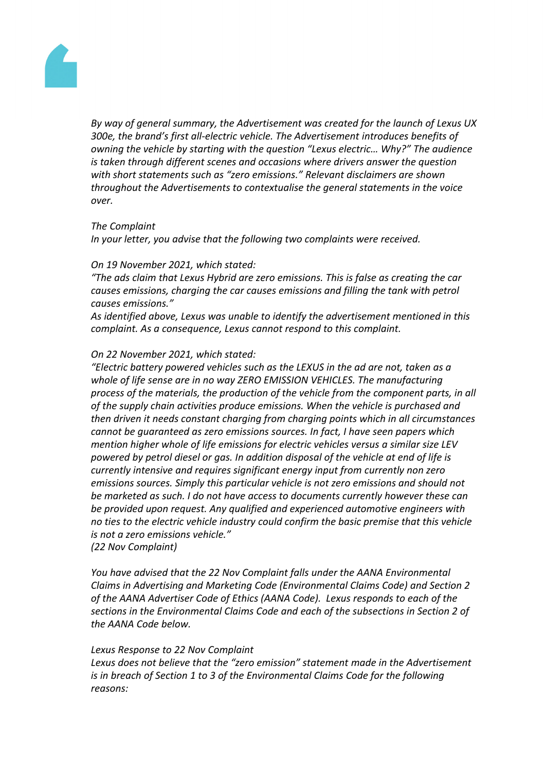*By way of general summary, the Advertisement was created for the launch of Lexus UX 300e, the brand's first all-electric vehicle. The Advertisement introduces benefits of owning the vehicle by starting with the question "Lexus electric… Why?" The audience is taken through different scenes and occasions where drivers answer the question with short statements such as "zero emissions." Relevant disclaimers are shown throughout the Advertisements to contextualise the general statements in the voice over.*

*The Complaint*
*In your letter, you advise that the following two complaints were received.*

*On 19 November 2021, which stated:*
*"The ads claim that Lexus Hybrid are zero emissions. This is false as creating the car causes emissions, charging the car causes emissions and filling the tank with petrol causes emissions."*
*As identified above, Lexus was unable to identify the advertisement mentioned in this complaint. As a consequence, Lexus cannot respond to this complaint.*

*On 22 November 2021, which stated:*
*"Electric battery powered vehicles such as the LEXUS in the ad are not, taken as a whole of life sense are in no way ZERO EMISSION VEHICLES. The manufacturing process of the materials, the production of the vehicle from the component parts, in all of the supply chain activities produce emissions. When the vehicle is purchased and then driven it needs constant charging from charging points which in all circumstances cannot be guaranteed as zero emissions sources. In fact, I have seen papers which mention higher whole of life emissions for electric vehicles versus a similar size LEV powered by petrol diesel or gas. In addition disposal of the vehicle at end of life is currently intensive and requires significant energy input from currently non zero emissions sources. Simply this particular vehicle is not zero emissions and should not be marketed as such. I do not have access to documents currently however these can be provided upon request. Any qualified and experienced automotive engineers with no ties to the electric vehicle industry could confirm the basic premise that this vehicle is not a zero emissions vehicle."*
*(22 Nov Complaint)*

*You have advised that the 22 Nov Complaint falls under the AANA Environmental Claims in Advertising and Marketing Code (Environmental Claims Code) and Section 2 of the AANA Advertiser Code of Ethics (AANA Code). Lexus responds to each of the sections in the Environmental Claims Code and each of the subsections in Section 2 of the AANA Code below.*

*Lexus Response to 22 Nov Complaint*
*Lexus does not believe that the "zero emission" statement made in the Advertisement is in breach of Section 1 to 3 of the Environmental Claims Code for the following reasons:*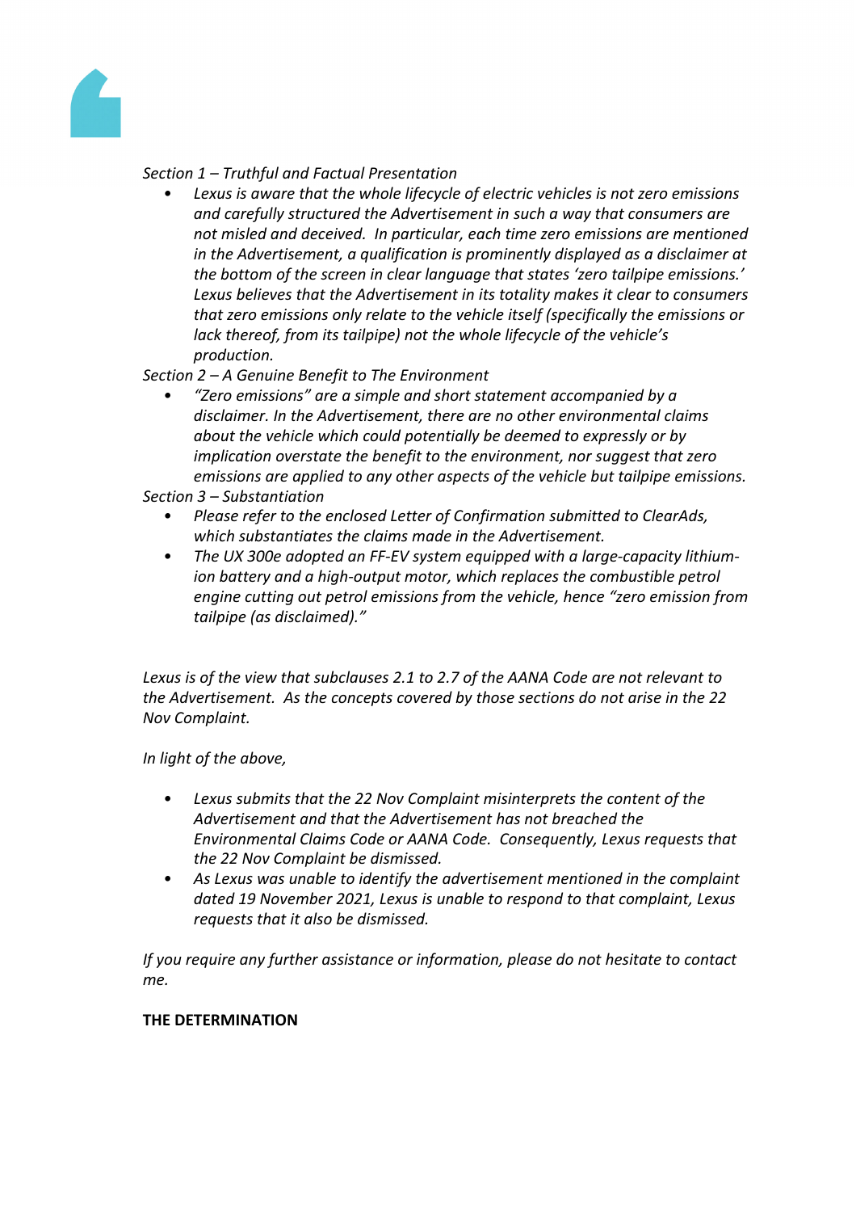*Section 1 – Truthful and Factual Presentation*

- *Lexus is aware that the whole lifecycle of electric vehicles is not zero emissions and carefully structured the Advertisement in such a way that consumers are not misled and deceived. In particular, each time zero emissions are mentioned in the Advertisement, a qualification is prominently displayed as a disclaimer at the bottom of the screen in clear language that states 'zero tailpipe emissions.' Lexus believes that the Advertisement in its totality makes it clear to consumers that zero emissions only relate to the vehicle itself (specifically the emissions or lack thereof, from its tailpipe) not the whole lifecycle of the vehicle's production.*

*Section 2 – A Genuine Benefit to The Environment*

- *"Zero emissions" are a simple and short statement accompanied by a disclaimer. In the Advertisement, there are no other environmental claims about the vehicle which could potentially be deemed to expressly or by implication overstate the benefit to the environment, nor suggest that zero emissions are applied to any other aspects of the vehicle but tailpipe emissions.*

*Section 3 – Substantiation*

- *Please refer to the enclosed Letter of Confirmation submitted to ClearAds, which substantiates the claims made in the Advertisement.*
- *The UX 300e adopted an FF-EV system equipped with a large-capacity lithium-ion battery and a high-output motor, which replaces the combustible petrol engine cutting out petrol emissions from the vehicle, hence "zero emission from tailpipe (as disclaimed)."*

*Lexus is of the view that subclauses 2.1 to 2.7 of the AANA Code are not relevant to the Advertisement. As the concepts covered by those sections do not arise in the 22 Nov Complaint.*

*In light of the above,*

- *Lexus submits that the 22 Nov Complaint misinterprets the content of the Advertisement and that the Advertisement has not breached the Environmental Claims Code or AANA Code. Consequently, Lexus requests that the 22 Nov Complaint be dismissed.*
- *As Lexus was unable to identify the advertisement mentioned in the complaint dated 19 November 2021, Lexus is unable to respond to that complaint, Lexus requests that it also be dismissed.*

*If you require any further assistance or information, please do not hesitate to contact me.*

**THE DETERMINATION**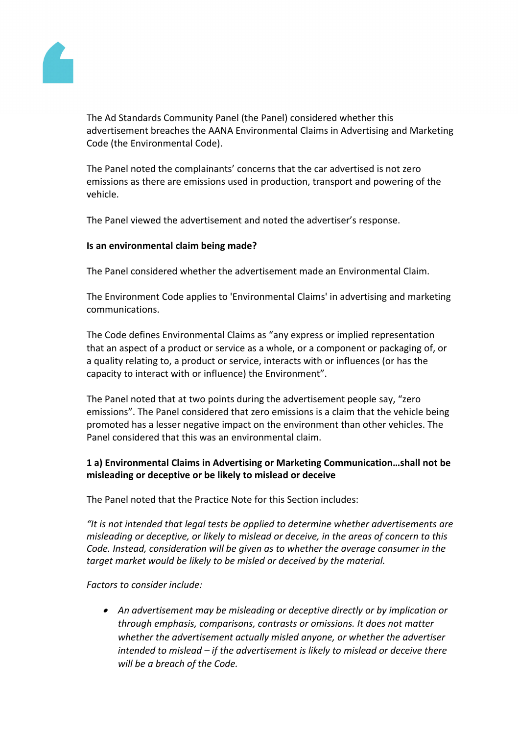The Ad Standards Community Panel (the Panel) considered whether this advertisement breaches the AANA Environmental Claims in Advertising and Marketing Code (the Environmental Code).

The Panel noted the complainants' concerns that the car advertised is not zero emissions as there are emissions used in production, transport and powering of the vehicle.

The Panel viewed the advertisement and noted the advertiser's response.

**Is an environmental claim being made?**

The Panel considered whether the advertisement made an Environmental Claim.

The Environment Code applies to 'Environmental Claims' in advertising and marketing communications.

The Code defines Environmental Claims as "any express or implied representation that an aspect of a product or service as a whole, or a component or packaging of, or a quality relating to, a product or service, interacts with or influences (or has the capacity to interact with or influence) the Environment".

The Panel noted that at two points during the advertisement people say, "zero emissions". The Panel considered that zero emissions is a claim that the vehicle being promoted has a lesser negative impact on the environment than other vehicles. The Panel considered that this was an environmental claim.

**1 a) Environmental Claims in Advertising or Marketing Communication…shall not be misleading or deceptive or be likely to mislead or deceive**

The Panel noted that the Practice Note for this Section includes:

*"It is not intended that legal tests be applied to determine whether advertisements are misleading or deceptive, or likely to mislead or deceive, in the areas of concern to this Code. Instead, consideration will be given as to whether the average consumer in the target market would be likely to be misled or deceived by the material.*

*Factors to consider include:*

- *An advertisement may be misleading or deceptive directly or by implication or through emphasis, comparisons, contrasts or omissions. It does not matter whether the advertisement actually misled anyone, or whether the advertiser intended to mislead – if the advertisement is likely to mislead or deceive there will be a breach of the Code.*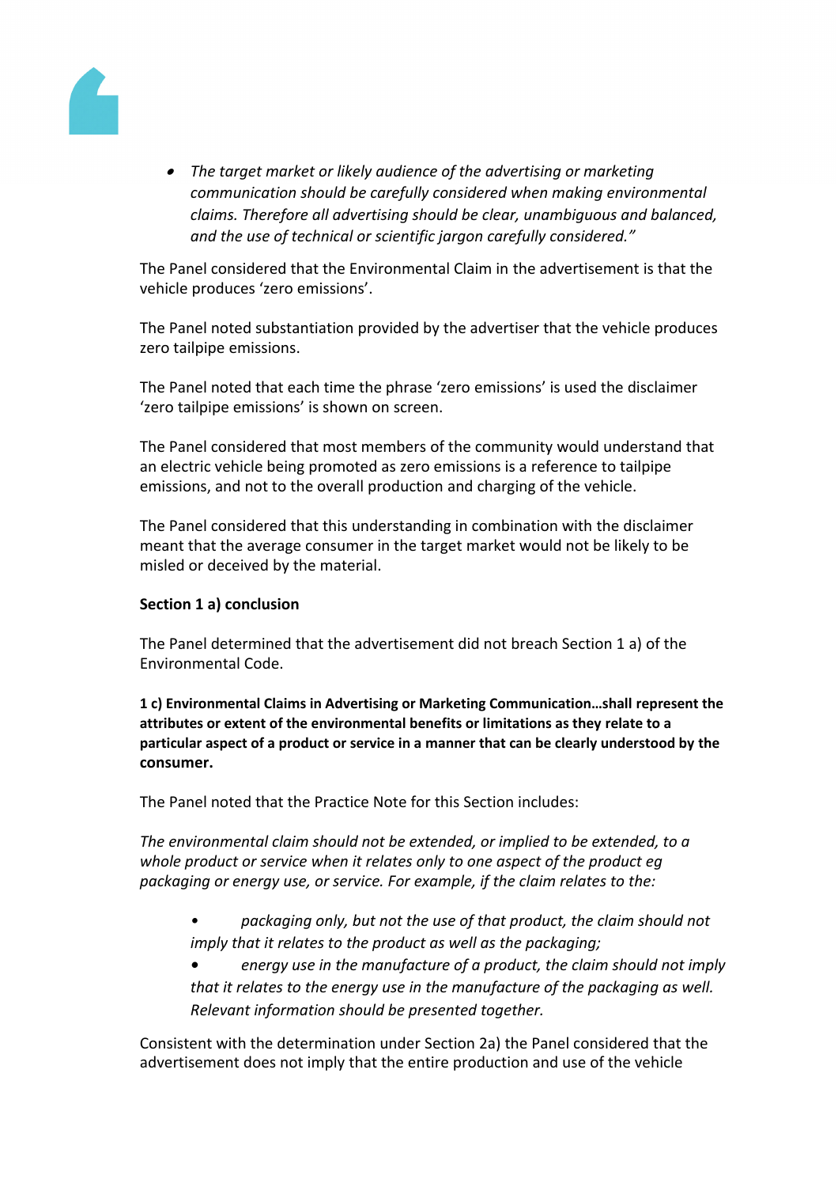- *The target market or likely audience of the advertising or marketing communication should be carefully considered when making environmental claims. Therefore all advertising should be clear, unambiguous and balanced, and the use of technical or scientific jargon carefully considered."*

The Panel considered that the Environmental Claim in the advertisement is that the vehicle produces 'zero emissions'.

The Panel noted substantiation provided by the advertiser that the vehicle produces zero tailpipe emissions.

The Panel noted that each time the phrase 'zero emissions' is used the disclaimer 'zero tailpipe emissions' is shown on screen.

The Panel considered that most members of the community would understand that an electric vehicle being promoted as zero emissions is a reference to tailpipe emissions, and not to the overall production and charging of the vehicle.

The Panel considered that this understanding in combination with the disclaimer meant that the average consumer in the target market would not be likely to be misled or deceived by the material.

**Section 1 a) conclusion**

The Panel determined that the advertisement did not breach Section 1 a) of the Environmental Code.

**1 c) Environmental Claims in Advertising or Marketing Communication…shall represent the attributes or extent of the environmental benefits or limitations as they relate to a particular aspect of a product or service in a manner that can be clearly understood by the consumer.**

The Panel noted that the Practice Note for this Section includes:

*The environmental claim should not be extended, or implied to be extended, to a whole product or service when it relates only to one aspect of the product eg packaging or energy use, or service. For example, if the claim relates to the:*

- *packaging only, but not the use of that product, the claim should not imply that it relates to the product as well as the packaging;*
- *energy use in the manufacture of a product, the claim should not imply that it relates to the energy use in the manufacture of the packaging as well. Relevant information should be presented together.*

Consistent with the determination under Section 2a) the Panel considered that the advertisement does not imply that the entire production and use of the vehicle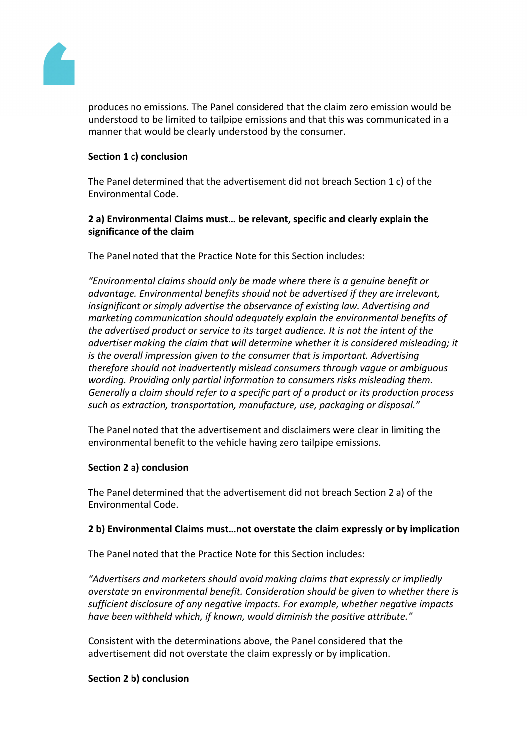produces no emissions. The Panel considered that the claim zero emission would be understood to be limited to tailpipe emissions and that this was communicated in a manner that would be clearly understood by the consumer.

**Section 1 c) conclusion**

The Panel determined that the advertisement did not breach Section 1 c) of the Environmental Code.

**2 a) Environmental Claims must… be relevant, specific and clearly explain the significance of the claim**

The Panel noted that the Practice Note for this Section includes:

*"Environmental claims should only be made where there is a genuine benefit or advantage. Environmental benefits should not be advertised if they are irrelevant, insignificant or simply advertise the observance of existing law. Advertising and marketing communication should adequately explain the environmental benefits of the advertised product or service to its target audience. It is not the intent of the advertiser making the claim that will determine whether it is considered misleading; it is the overall impression given to the consumer that is important. Advertising therefore should not inadvertently mislead consumers through vague or ambiguous wording. Providing only partial information to consumers risks misleading them. Generally a claim should refer to a specific part of a product or its production process such as extraction, transportation, manufacture, use, packaging or disposal."*

The Panel noted that the advertisement and disclaimers were clear in limiting the environmental benefit to the vehicle having zero tailpipe emissions.

**Section 2 a) conclusion**

The Panel determined that the advertisement did not breach Section 2 a) of the Environmental Code.

**2 b) Environmental Claims must…not overstate the claim expressly or by implication**

The Panel noted that the Practice Note for this Section includes:

*"Advertisers and marketers should avoid making claims that expressly or impliedly overstate an environmental benefit. Consideration should be given to whether there is sufficient disclosure of any negative impacts. For example, whether negative impacts have been withheld which, if known, would diminish the positive attribute."*

Consistent with the determinations above, the Panel considered that the advertisement did not overstate the claim expressly or by implication.

**Section 2 b) conclusion**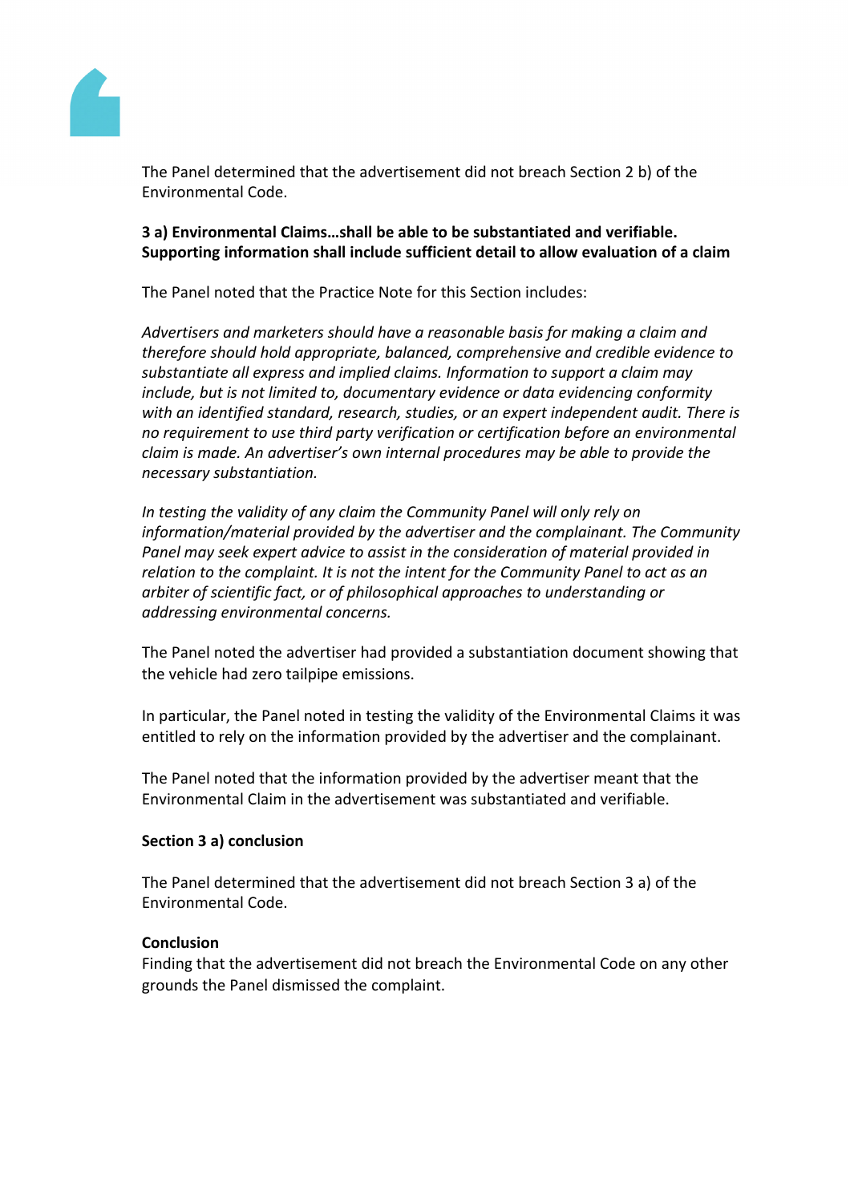The Panel determined that the advertisement did not breach Section 2 b) of the Environmental Code.

**3 a) Environmental Claims…shall be able to be substantiated and verifiable. Supporting information shall include sufficient detail to allow evaluation of a claim**

The Panel noted that the Practice Note for this Section includes:

*Advertisers and marketers should have a reasonable basis for making a claim and therefore should hold appropriate, balanced, comprehensive and credible evidence to substantiate all express and implied claims. Information to support a claim may include, but is not limited to, documentary evidence or data evidencing conformity with an identified standard, research, studies, or an expert independent audit. There is no requirement to use third party verification or certification before an environmental claim is made. An advertiser's own internal procedures may be able to provide the necessary substantiation.*

*In testing the validity of any claim the Community Panel will only rely on information/material provided by the advertiser and the complainant. The Community Panel may seek expert advice to assist in the consideration of material provided in relation to the complaint. It is not the intent for the Community Panel to act as an arbiter of scientific fact, or of philosophical approaches to understanding or addressing environmental concerns.*

The Panel noted the advertiser had provided a substantiation document showing that the vehicle had zero tailpipe emissions.

In particular, the Panel noted in testing the validity of the Environmental Claims it was entitled to rely on the information provided by the advertiser and the complainant.

The Panel noted that the information provided by the advertiser meant that the Environmental Claim in the advertisement was substantiated and verifiable.

**Section 3 a) conclusion**

The Panel determined that the advertisement did not breach Section 3 a) of the Environmental Code.

**Conclusion**

Finding that the advertisement did not breach the Environmental Code on any other grounds the Panel dismissed the complaint.